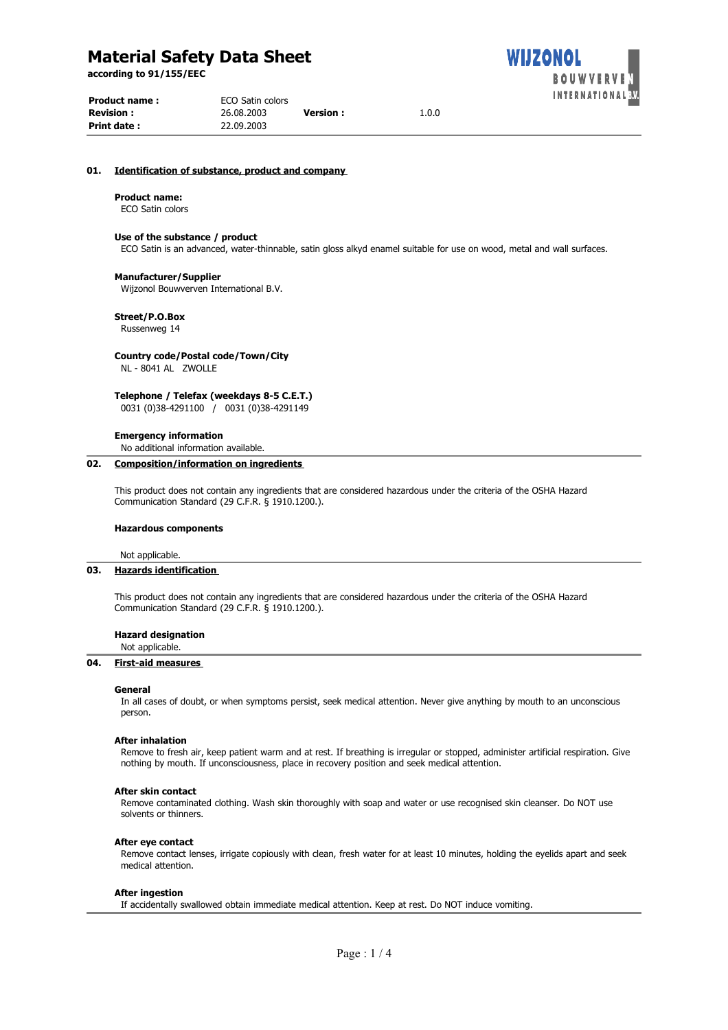# Material Safety Data Sheet

**according to 91/155/EEC**

WIJZONOL BOUWVERVEN INTERNATIONAL B.V.

| | | | |
|---|---|---|---|
| **Product name :** | ECO Satin colors | | |
| **Revision :** | 26.08.2003 | **Version :** | 1.0.0 |
| **Print date :** | 22.09.2003 | | |

## 01. Identification of substance, product and company

**Product name:**
ECO Satin colors

**Use of the substance / product**
ECO Satin is an advanced, water-thinnable, satin gloss alkyd enamel suitable for use on wood, metal and wall surfaces.

**Manufacturer/Supplier**
Wijzonol Bouwverven International B.V.

**Street/P.O.Box**
Russenweg 14

**Country code/Postal code/Town/City**
NL - 8041 AL ZWOLLE

**Telephone / Telefax (weekdays 8-5 C.E.T.)**
0031 (0)38-4291100 / 0031 (0)38-4291149

**Emergency information**
No additional information available.

## 02. Composition/information on ingredients

This product does not contain any ingredients that are considered hazardous under the criteria of the OSHA Hazard Communication Standard (29 C.F.R. § 1910.1200.).

**Hazardous components**

Not applicable.

## 03. Hazards identification

This product does not contain any ingredients that are considered hazardous under the criteria of the OSHA Hazard Communication Standard (29 C.F.R. § 1910.1200.).

**Hazard designation**
Not applicable.

## 04. First-aid measures

**General**
In all cases of doubt, or when symptoms persist, seek medical attention. Never give anything by mouth to an unconscious person.

**After inhalation**
Remove to fresh air, keep patient warm and at rest. If breathing is irregular or stopped, administer artificial respiration. Give nothing by mouth. If unconsciousness, place in recovery position and seek medical attention.

**After skin contact**
Remove contaminated clothing. Wash skin thoroughly with soap and water or use recognised skin cleanser. Do NOT use solvents or thinners.

**After eye contact**
Remove contact lenses, irrigate copiously with clean, fresh water for at least 10 minutes, holding the eyelids apart and seek medical attention.

**After ingestion**
If accidentally swallowed obtain immediate medical attention. Keep at rest. Do NOT induce vomiting.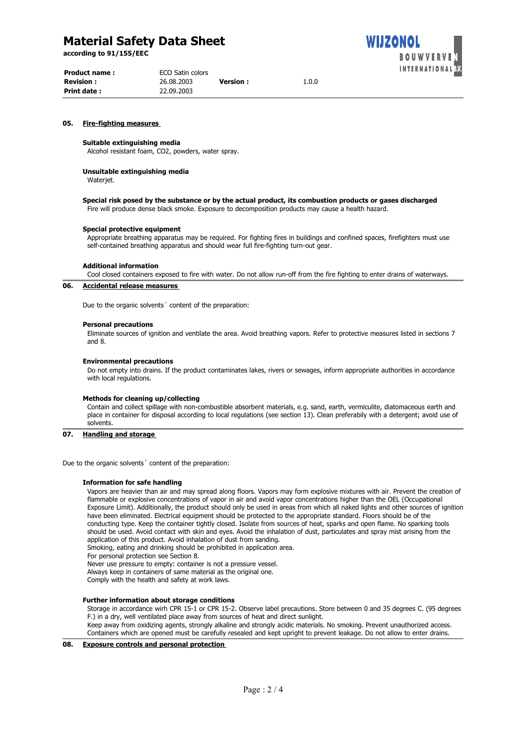## 05. Fire-fighting measures

**Suitable extinguishing media**

Alcohol resistant foam, $CO_2$, powders, water spray.

**Unsuitable extinguishing media**

Waterjet.

**Special risk posed by the substance or by the actual product, its combustion products or gases discharged**

Fire will produce dense black smoke. Exposure to decomposition products may cause a health hazard.

**Special protective equipment**

Appropriate breathing apparatus may be required. For fighting fires in buildings and confined spaces, firefighters must use self-contained breathing apparatus and should wear full fire-fighting turn-out gear.

**Additional information**

Cool closed containers exposed to fire with water. Do not allow run-off from the fire fighting to enter drains of waterways.

## 06. Accidental release measures

Due to the organic solvents´ content of the preparation:

**Personal precautions**

Eliminate sources of ignition and ventilate the area. Avoid breathing vapors. Refer to protective measures listed in sections 7 and 8.

**Environmental precautions**

Do not empty into drains. If the product contaminates lakes, rivers or sewages, inform appropriate authorities in accordance with local regulations.

**Methods for cleaning up/collecting**

Contain and collect spillage with non-combustible absorbent materials, e.g. sand, earth, vermiculite, diatomaceous earth and place in container for disposal according to local regulations (see section 13). Clean preferabily with a detergent; avoid use of solvents.

## 07. Handling and storage

Due to the organic solvents´ content of the preparation:

**Information for safe handling**

Vapors are heavier than air and may spread along floors. Vapors may form explosive mixtures with air. Prevent the creation of flammable or explosive concentrations of vapor in air and avoid vapor concentrations higher than the OEL (Occupational Exposure Limit). Additionally, the product should only be used in areas from which all naked lights and other sources of ignition have been eliminated. Electrical equipment should be protected to the appropriate standard. Floors should be of the conducting type. Keep the container tightly closed. Isolate from sources of heat, sparks and open flame. No sparking tools should be used. Avoid contact with skin and eyes. Avoid the inhalation of dust, particulates and spray mist arising from the application of this product. Avoid inhalation of dust from sanding.
Smoking, eating and drinking should be prohibited in application area.
For personal protection see Section 8.
Never use pressure to empty: container is not a pressure vessel.
Always keep in containers of same material as the original one.
Comply with the health and safety at work laws.

**Further information about storage conditions**

Storage in accordance wirh CPR 15-1 or CPR 15-2. Observe label precautions. Store between 0 and 35 degrees C. (95 degrees F.) in a dry, well ventilated place away from sources of heat and direct sunlight.
Keep away from oxidizing agents, strongly alkaline and strongly acidic materials. No smoking. Prevent unauthorized access. Containers which are opened must be carefully resealed and kept upright to prevent leakage. Do not allow to enter drains.

## 08. Exposure controls and personal protection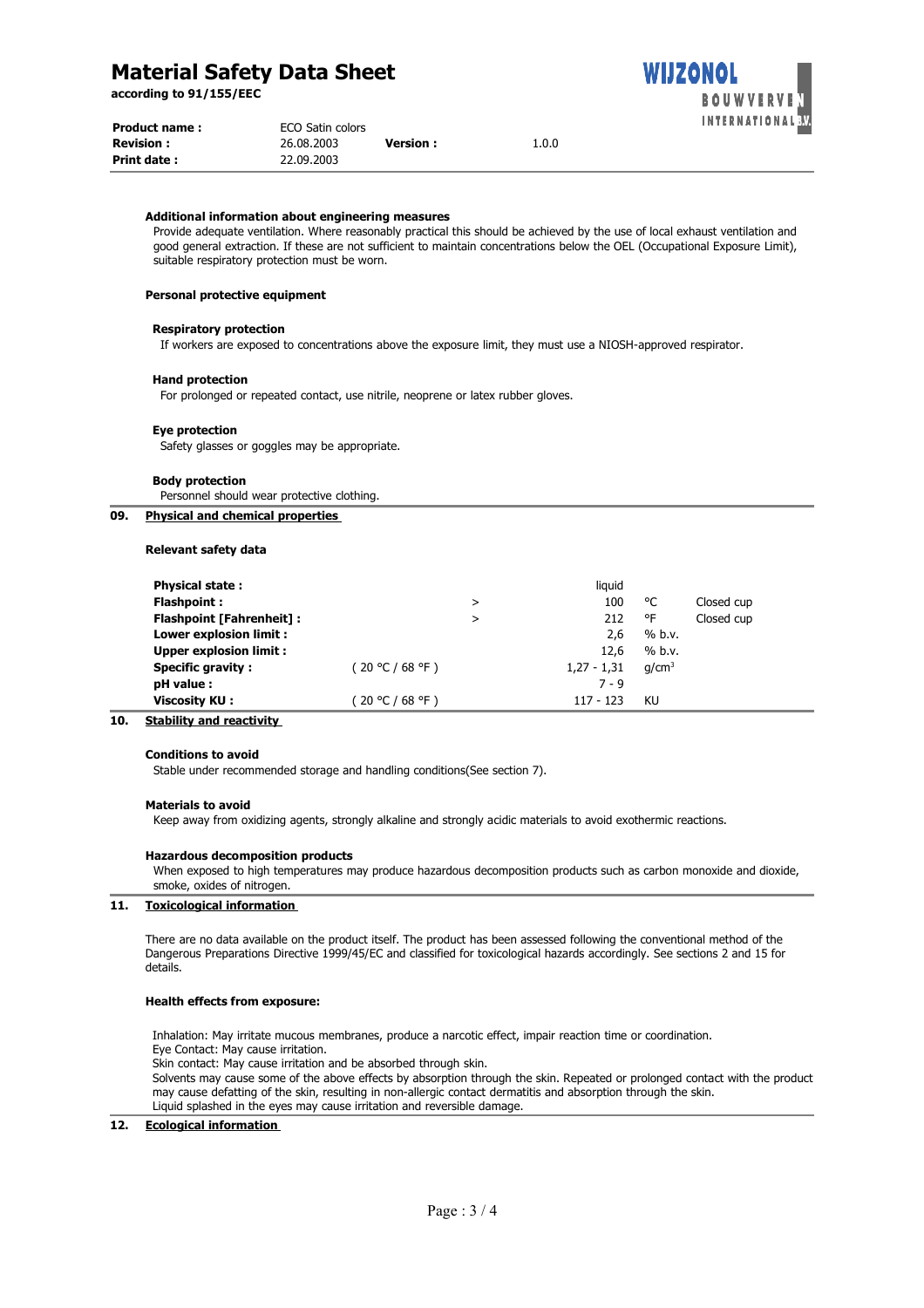#### Additional information about engineering measures

Provide adequate ventilation. Where reasonably practical this should be achieved by the use of local exhaust ventilation and good general extraction. If these are not sufficient to maintain concentrations below the OEL (Occupational Exposure Limit), suitable respiratory protection must be worn.

#### Personal protective equipment

**Respiratory protection**

If workers are exposed to concentrations above the exposure limit, they must use a NIOSH-approved respirator.

**Hand protection**

For prolonged or repeated contact, use nitrile, neoprene or latex rubber gloves.

**Eye protection**

Safety glasses or goggles may be appropriate.

**Body protection**

Personnel should wear protective clothing.

## 09. Physical and chemical properties

#### Relevant safety data

| | | | | | |
|---|---|---|---|---|---|
| **Physical state :** | | | liquid | | |
| **Flashpoint :** | | > | 100 | °C | Closed cup |
| **Flashpoint [Fahrenheit] :** | | > | 212 | °F | Closed cup |
| **Lower explosion limit :** | | | 2,6 | % b.v. | |
| **Upper explosion limit :** | | | 12,6 | % b.v. | |
| **Specific gravity :** | ( 20 °C / 68 °F ) | | 1,27 - 1,31 | g/cm³ | |
| **pH value :** | | | 7 - 9 | | |
| **Viscosity KU :** | ( 20 °C / 68 °F ) | | 117 - 123 | KU | |

## 10. Stability and reactivity

#### Conditions to avoid

Stable under recommended storage and handling conditions(See section 7).

#### Materials to avoid

Keep away from oxidizing agents, strongly alkaline and strongly acidic materials to avoid exothermic reactions.

#### Hazardous decomposition products

When exposed to high temperatures may produce hazardous decomposition products such as carbon monoxide and dioxide, smoke, oxides of nitrogen.

## 11. Toxicological information

There are no data available on the product itself. The product has been assessed following the conventional method of the Dangerous Preparations Directive 1999/45/EC and classified for toxicological hazards accordingly. See sections 2 and 15 for details.

#### Health effects from exposure:

Inhalation: May irritate mucous membranes, produce a narcotic effect, impair reaction time or coordination.
Eye Contact: May cause irritation.
Skin contact: May cause irritation and be absorbed through skin.
Solvents may cause some of the above effects by absorption through the skin. Repeated or prolonged contact with the product may cause defatting of the skin, resulting in non-allergic contact dermatitis and absorption through the skin.
Liquid splashed in the eyes may cause irritation and reversible damage.

## 12. Ecological information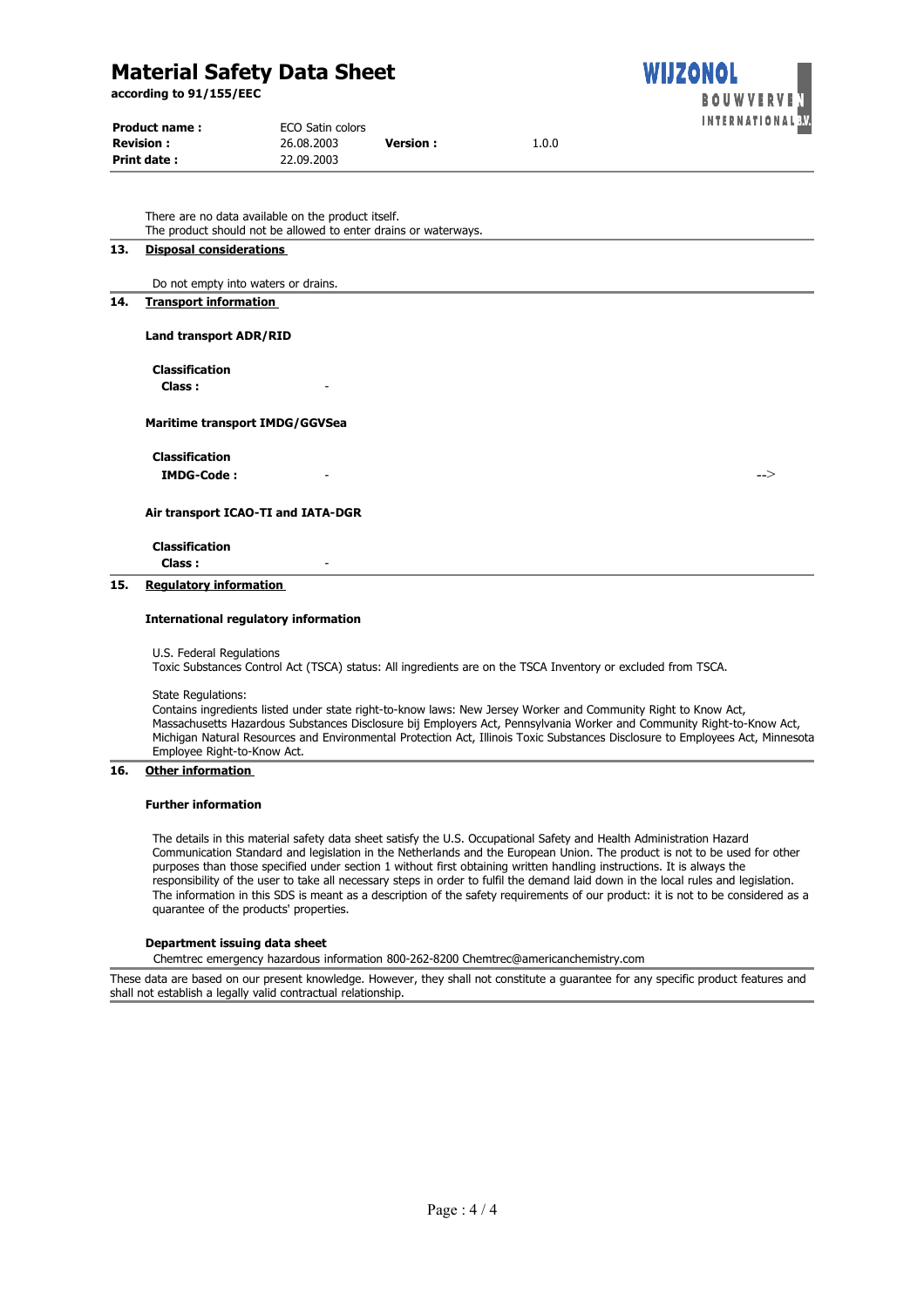There are no data available on the product itself.
The product should not be allowed to enter drains or waterways.

## 13. Disposal considerations

Do not empty into waters or drains.

## 14. Transport information

**Land transport ADR/RID**

**Classification**
**Class :** -

**Maritime transport IMDG/GGVSea**

**Classification**
**IMDG-Code :** - -->

**Air transport ICAO-TI and IATA-DGR**

**Classification**
**Class :** -

## 15. Regulatory information

**International regulatory information**

U.S. Federal Regulations
Toxic Substances Control Act (TSCA) status: All ingredients are on the TSCA Inventory or excluded from TSCA.

State Regulations:
Contains ingredients listed under state right-to-know laws: New Jersey Worker and Community Right to Know Act, Massachusetts Hazardous Substances Disclosure bij Employers Act, Pennsylvania Worker and Community Right-to-Know Act, Michigan Natural Resources and Environmental Protection Act, Illinois Toxic Substances Disclosure to Employees Act, Minnesota Employee Right-to-Know Act.

## 16. Other information

**Further information**

The details in this material safety data sheet satisfy the U.S. Occupational Safety and Health Administration Hazard Communication Standard and legislation in the Netherlands and the European Union. The product is not to be used for other purposes than those specified under section 1 without first obtaining written handling instructions. It is always the responsibility of the user to take all necessary steps in order to fulfil the demand laid down in the local rules and legislation. The information in this SDS is meant as a description of the safety requirements of our product: it is not to be considered as a guarantee of the products' properties.

**Department issuing data sheet**
Chemtrec emergency hazardous information 800-262-8200 Chemtrec@americanchemistry.com

These data are based on our present knowledge. However, they shall not constitute a guarantee for any specific product features and shall not establish a legally valid contractual relationship.